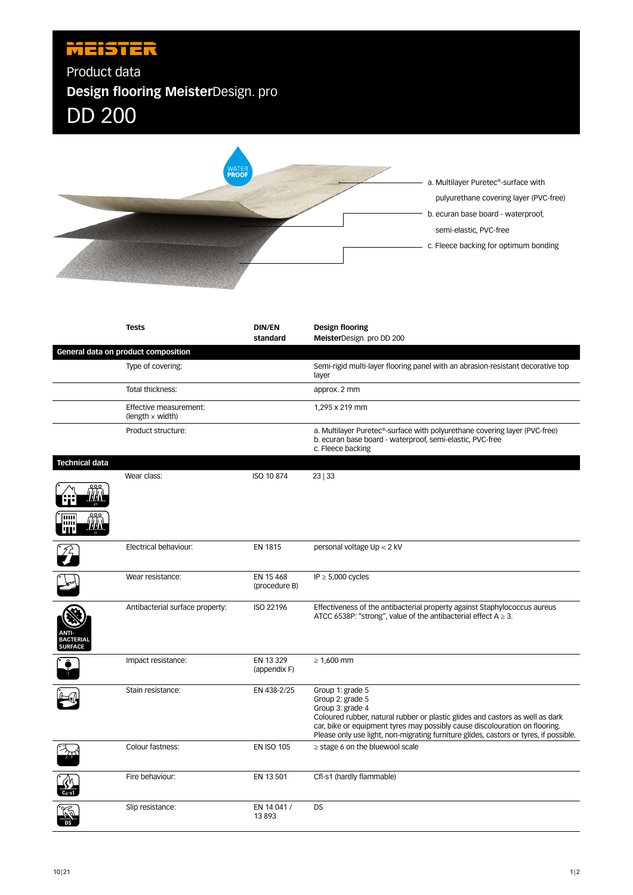MEISTER

Product data

# Design flooring MeisterDesign. pro

# DD 200

WATER PROOF

a. Multilayer Puretec®-surface with pulyurethane covering layer (PVC-free)

b. ecuran base board - waterproof, semi-elastic, PVC-free

c. Fleece backing for optimum bonding

| Tests | DIN/EN standard | Design flooring MeisterDesign. pro DD 200 |
|---|---|---|
| **General data on product composition** | | |
| Type of covering: | | Semi-rigid multi-layer flooring panel with an abrasion-resistant decorative top layer |
| Total thickness: | | approx. 2 mm |
| Effective measurement: (length × width) | | 1,295 x 219 mm |
| Product structure: | | a. Multilayer Puretec®-surface with polyurethane covering layer (PVC-free)<br>b. ecuran base board - waterproof, semi-elastic, PVC-free<br>c. Fleece backing |
| **Technical data** | | |
| Wear class: | ISO 10 874 | 23 \| 33 |
| Electrical behaviour: | EN 1815 | personal voltage Up < 2 kV |
| Wear resistance: | EN 15 468 (procedure B) | IP ≥ 5,000 cycles |
| Antibacterial surface property: | ISO 22196 | Effectiveness of the antibacterial property against Staphylococcus aureus ATCC 6538P: "strong", value of the antibacterial effect A ≥ 3. |
| Impact resistance: | EN 13 329 (appendix F) | ≥ 1,600 mm |
| Stain resistance: | EN 438-2/25 | Group 1: grade 5<br>Group 2: grade 5<br>Group 3: grade 4<br>Coloured rubber, natural rubber or plastic glides and castors as well as dark car, bike or equipment tyres may possibly cause discolouration on flooring. Please only use light, non-migrating furniture glides, castors or tyres, if possible. |
| Colour fastness: | EN ISO 105 | ≥ stage 6 on the bluewool scale |
| Fire behaviour: | EN 13 501 | Cfl-s1 (hardly flammable) |
| Slip resistance: | EN 14 041 / 13 893 | DS |

10|21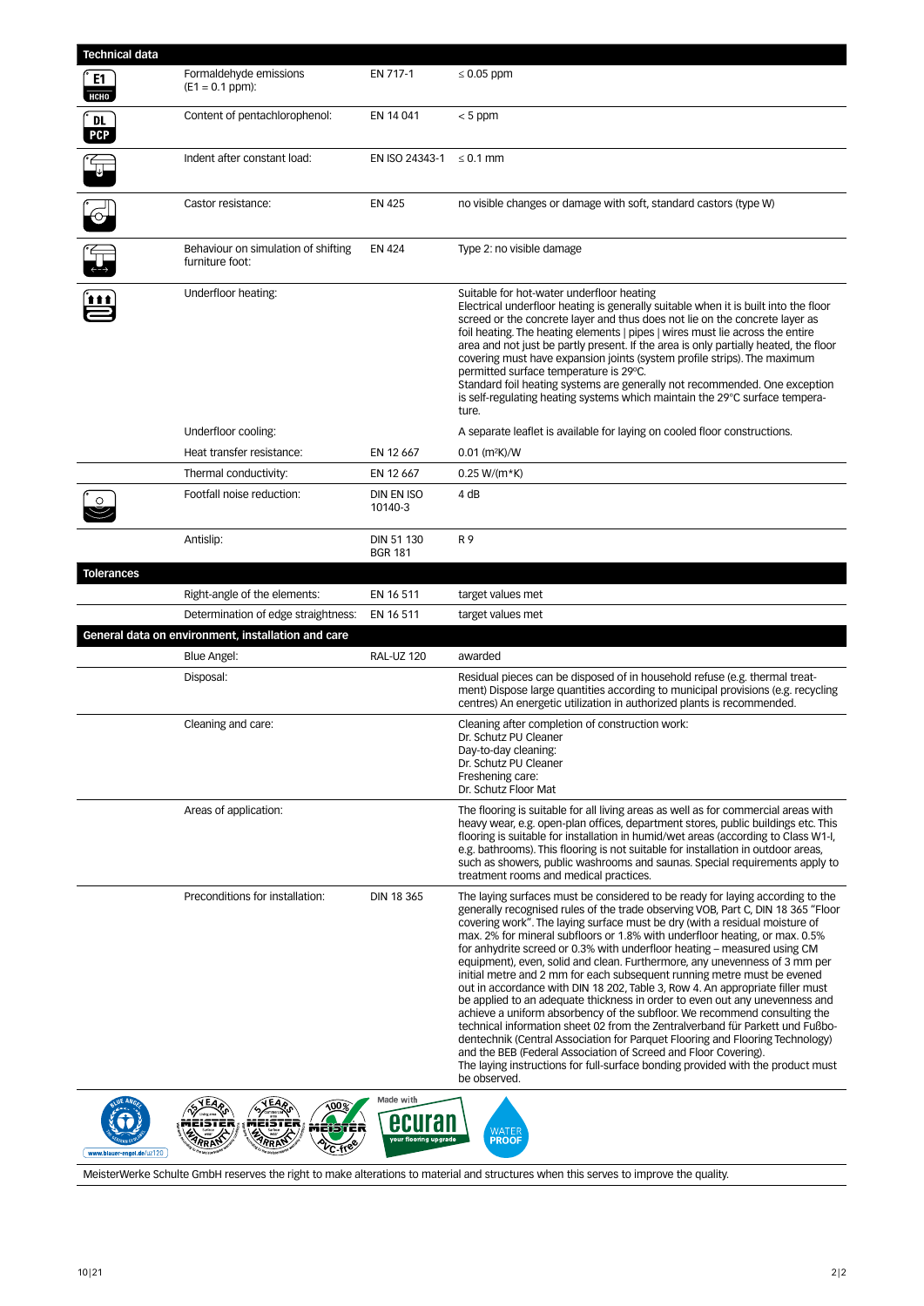## Technical data

| | | | |
|---|---|---|---|
| E1 HCHO | Formaldehyde emissions (E1 = 0.1 ppm): | EN 717-1 | ≤ 0.05 ppm |
| DL PCP | Content of pentachlorophenol: | EN 14 041 | < 5 ppm |
| | Indent after constant load: | EN ISO 24343-1 | ≤ 0.1 mm |
| | Castor resistance: | EN 425 | no visible changes or damage with soft, standard castors (type W) |
| | Behaviour on simulation of shifting furniture foot: | EN 424 | Type 2: no visible damage |
| | Underfloor heating: | | Suitable for hot-water underfloor heating<br>Electrical underfloor heating is generally suitable when it is built into the floor screed or the concrete layer and thus does not lie on the concrete layer as foil heating. The heating elements \| pipes \| wires must lie across the entire area and not just be partly present. If the area is only partially heated, the floor covering must have expansion joints (system profile strips). The maximum permitted surface temperature is 29°C.<br>Standard foil heating systems are generally not recommended. One exception is self-regulating heating systems which maintain the 29°C surface temperature. |
| | Underfloor cooling: | | A separate leaflet is available for laying on cooled floor constructions. |
| | Heat transfer resistance: | EN 12 667 | 0.01 (m²K)/W |
| | Thermal conductivity: | EN 12 667 | 0.25 W/(m*K) |
| | Footfall noise reduction: | DIN EN ISO 10140-3 | 4 dB |
| | Antislip: | DIN 51 130<br>BGR 181 | R 9 |

## Tolerances

| | | | |
|---|---|---|---|
| | Right-angle of the elements: | EN 16 511 | target values met |
| | Determination of edge straightness: | EN 16 511 | target values met |

## General data on environment, installation and care

| | | | |
|---|---|---|---|
| | Blue Angel: | RAL-UZ 120 | awarded |
| | Disposal: | | Residual pieces can be disposed of in household refuse (e.g. thermal treatment) Dispose large quantities according to municipal provisions (e.g. recycling centres) An energetic utilization in authorized plants is recommended. |
| | Cleaning and care: | | Cleaning after completion of construction work:<br>Dr. Schutz PU Cleaner<br>Day-to-day cleaning:<br>Dr. Schutz PU Cleaner<br>Freshening care:<br>Dr. Schutz Floor Mat |
| | Areas of application: | | The flooring is suitable for all living areas as well as for commercial areas with heavy wear, e.g. open-plan offices, department stores, public buildings etc. This flooring is suitable for installation in humid/wet areas (according to Class W1-I, e.g. bathrooms). This flooring is not suitable for installation in outdoor areas, such as showers, public washrooms and saunas. Special requirements apply to treatment rooms and medical practices. |
| | Preconditions for installation: | DIN 18 365 | The laying surfaces must be considered to be ready for laying according to the generally recognised rules of the trade observing VOB, Part C, DIN 18 365 "Floor covering work". The laying surface must be dry (with a residual moisture of max. 2% for mineral subfloors or 1.8% with underfloor heating, or max. 0.5% for anhydrite screed or 0.3% with underfloor heating – measured using CM equipment), even, solid and clean. Furthermore, any unevenness of 3 mm per initial metre and 2 mm for each subsequent running metre must be evened out in accordance with DIN 18 202, Table 3, Row 4. An appropriate filler must be applied to an adequate thickness in order to even out any unevenness and achieve a uniform absorbency of the subfloor. We recommend consulting the technical information sheet 02 from the Zentralverband für Parkett und Fußbodentechnik (Central Association for Parquet Flooring and Flooring Technology) and the BEB (Federal Association of Screed and Floor Covering).<br>The laying instructions for full-surface bonding provided with the product must be observed. |

www.blauer-engel.de/uz120

25 YEARS MEISTER WARRANTY · 5 YEARS MEISTER WARRANTY · 100% MEISTER PVC-free · Made with ecuran your flooring upgrade · WATER PROOF

MeisterWerke Schulte GmbH reserves the right to make alterations to material and structures when this serves to improve the quality.

10|21